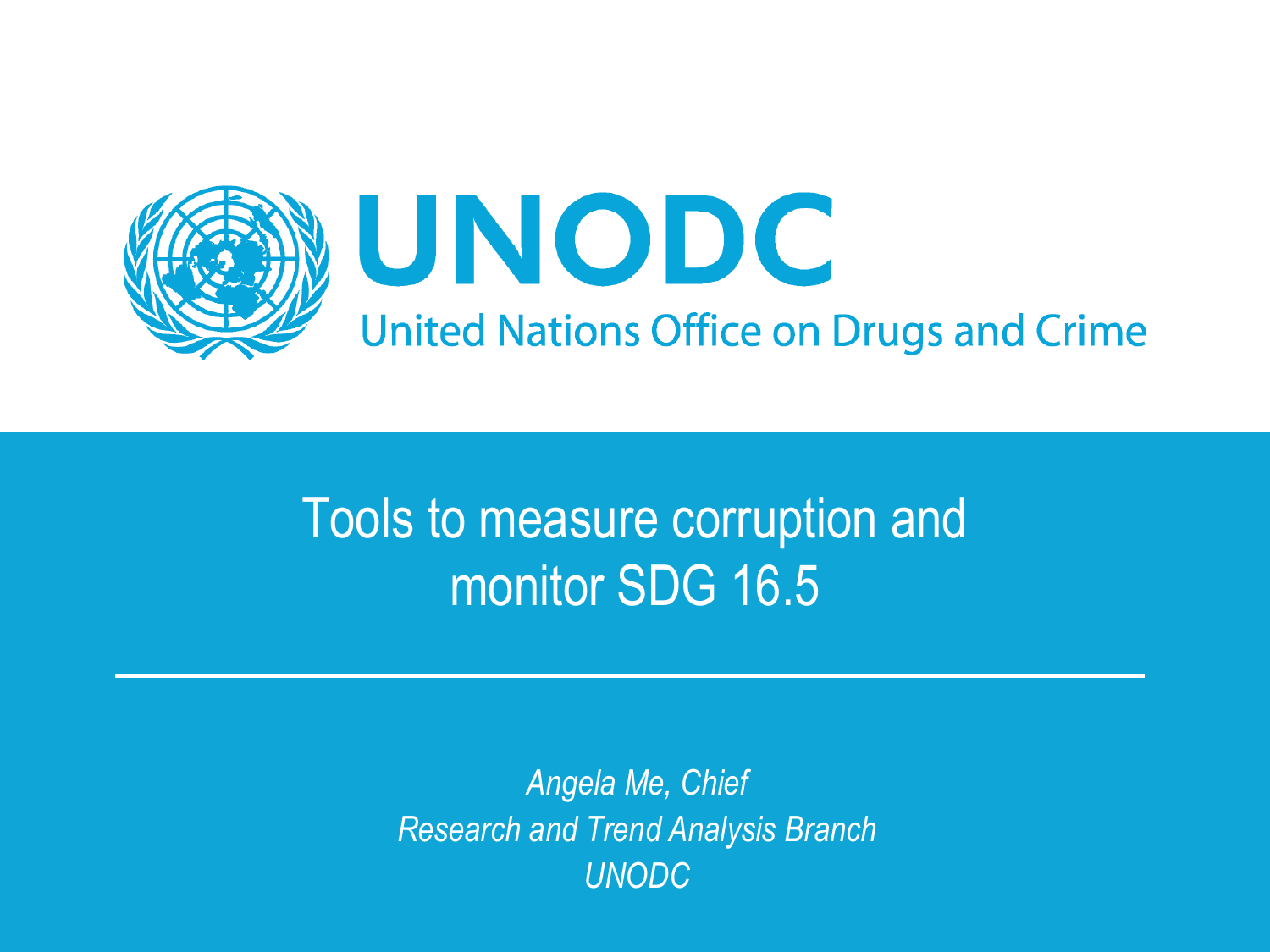UNODC

United Nations Office on Drugs and Crime

# Tools to measure corruption and monitor SDG 16.5

*Angela Me, Chief*
*Research and Trend Analysis Branch*
*UNODC*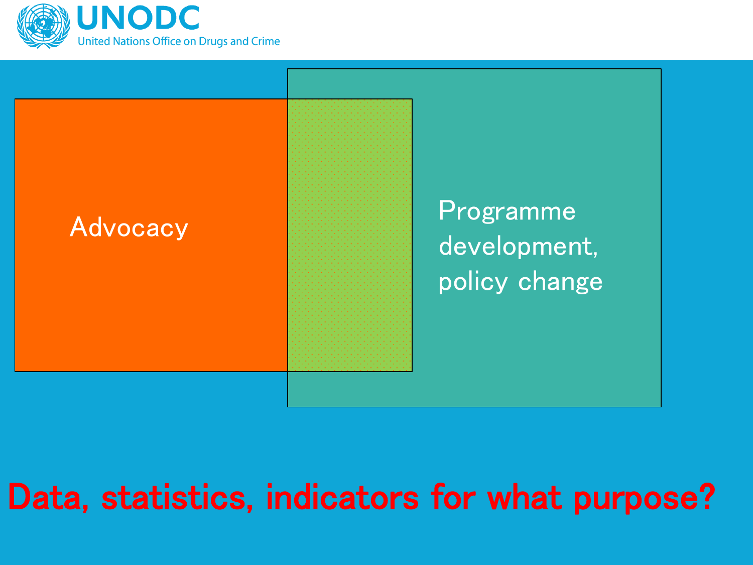Advocacy

Programme development, policy change

**Data, statistics, indicators for what purpose?**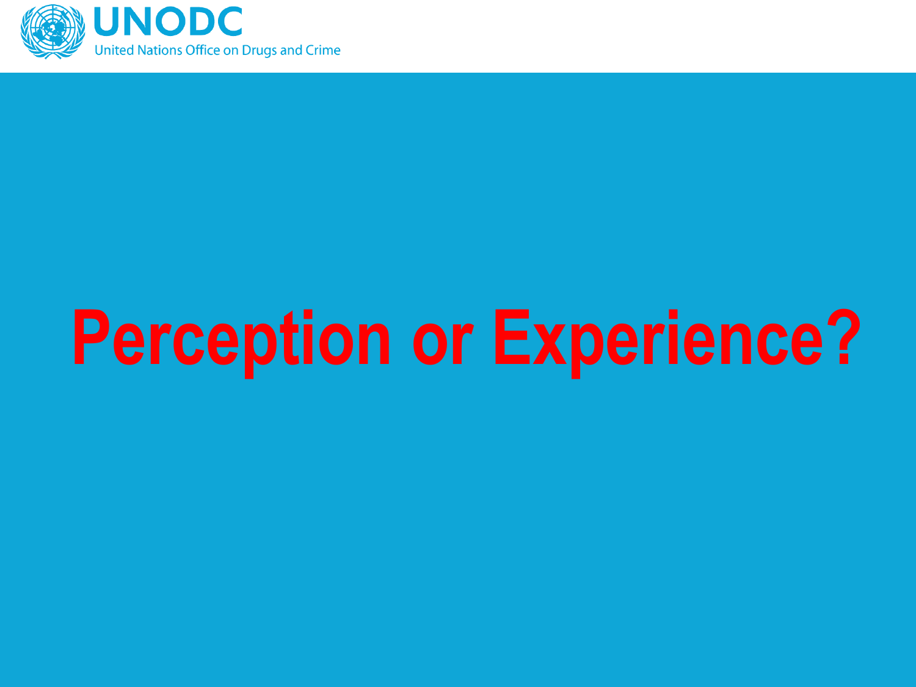# Perception or Experience?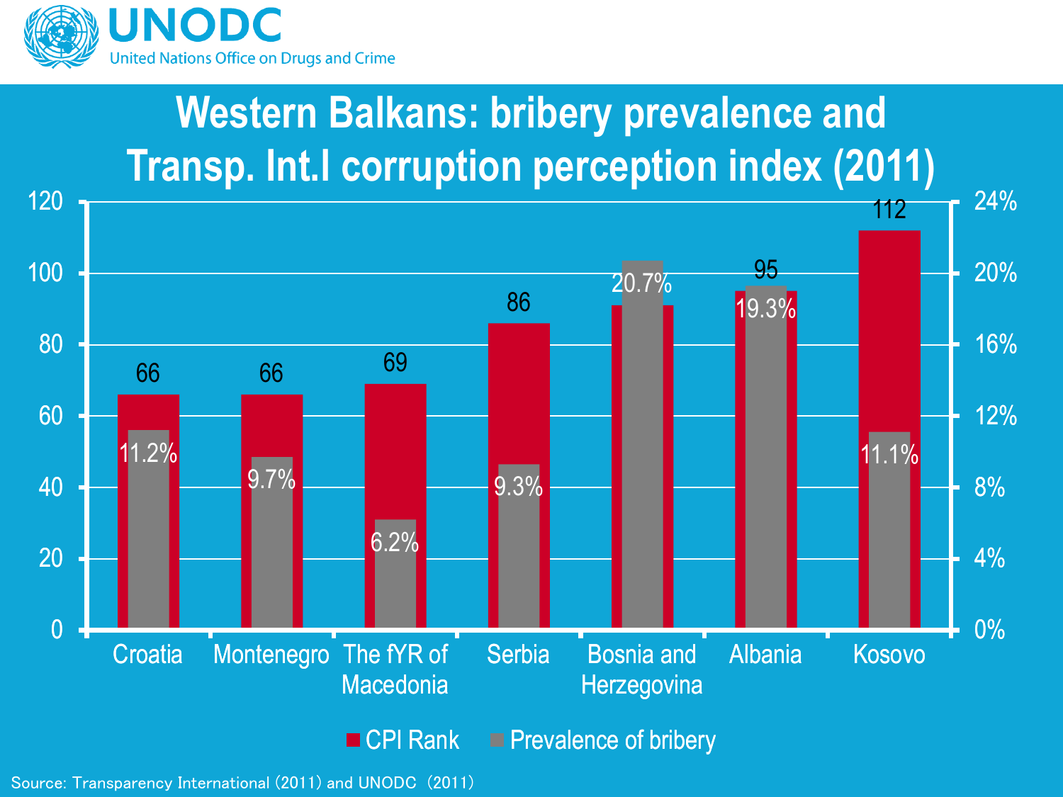UNODC
United Nations Office on Drugs and Crime

# Western Balkans: bribery prevalence and Transp. Int.l corruption perception index (2011)

| | CPI Rank | Prevalence of bribery |
|---|---|---|
| Croatia | 66 | 11.2% |
| Montenegro | 66 | 9.7% |
| The fYR of Macedonia | 69 | 6.2% |
| Serbia | 86 | 9.3% |
| Bosnia and Herzegovina | | 20.7% |
| Albania | 95 | 19.3% |
| Kosovo | 112 | 11.1% |

Source: Transparency International (2011) and UNODC (2011)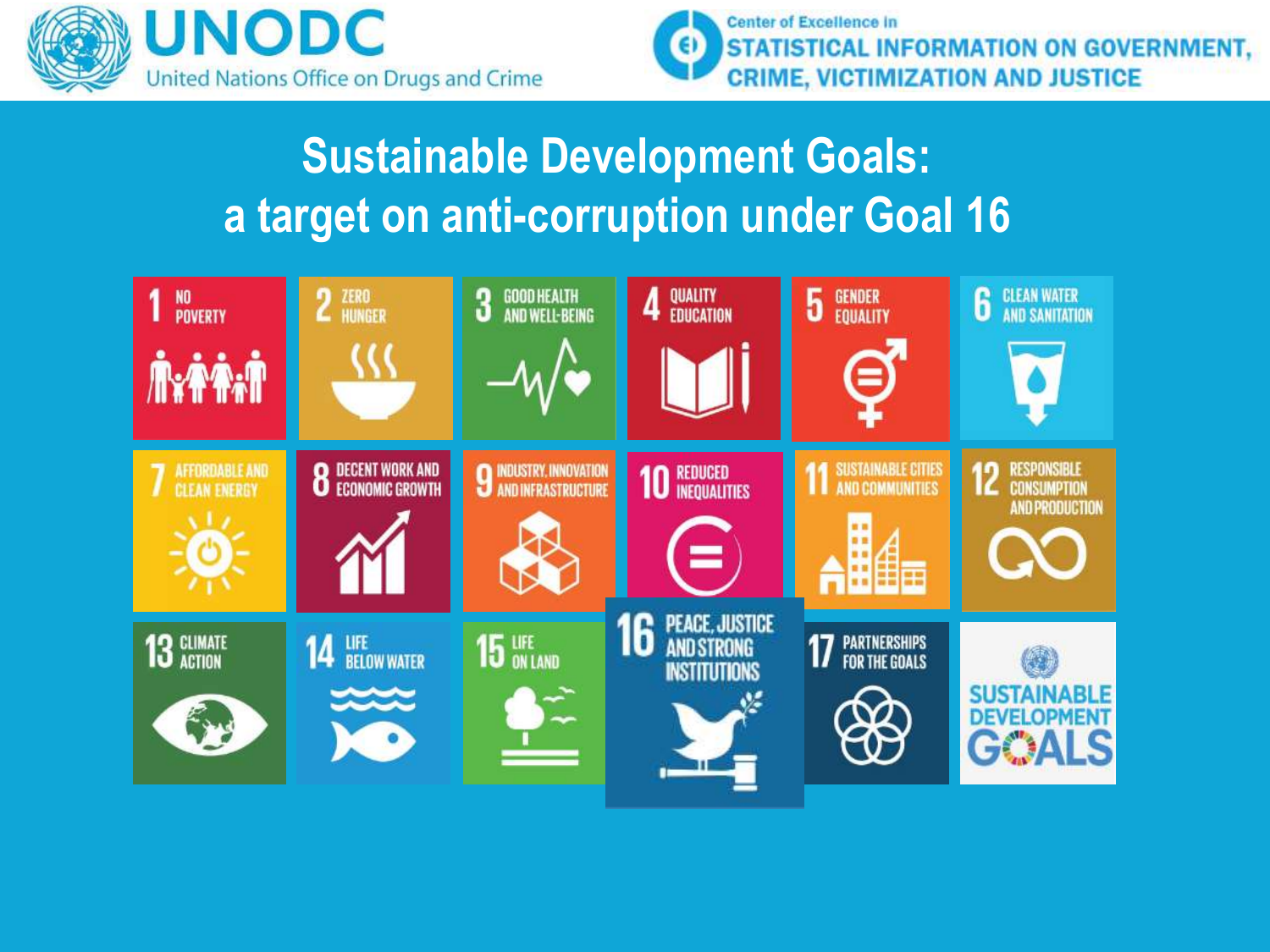UNODC
United Nations Office on Drugs and Crime

Center of Excellence in
STATISTICAL INFORMATION ON GOVERNMENT, CRIME, VICTIMIZATION AND JUSTICE

# Sustainable Development Goals: a target on anti-corruption under Goal 16

1 NO POVERTY

2 ZERO HUNGER

3 GOOD HEALTH AND WELL-BEING

4 QUALITY EDUCATION

5 GENDER EQUALITY

6 CLEAN WATER AND SANITATION

7 AFFORDABLE AND CLEAN ENERGY

8 DECENT WORK AND ECONOMIC GROWTH

9 INDUSTRY, INNOVATION AND INFRASTRUCTURE

10 REDUCED INEQUALITIES

11 SUSTAINABLE CITIES AND COMMUNITIES

12 RESPONSIBLE CONSUMPTION AND PRODUCTION

13 CLIMATE ACTION

14 LIFE BELOW WATER

15 LIFE ON LAND

16 PEACE, JUSTICE AND STRONG INSTITUTIONS

17 PARTNERSHIPS FOR THE GOALS

SUSTAINABLE DEVELOPMENT GOALS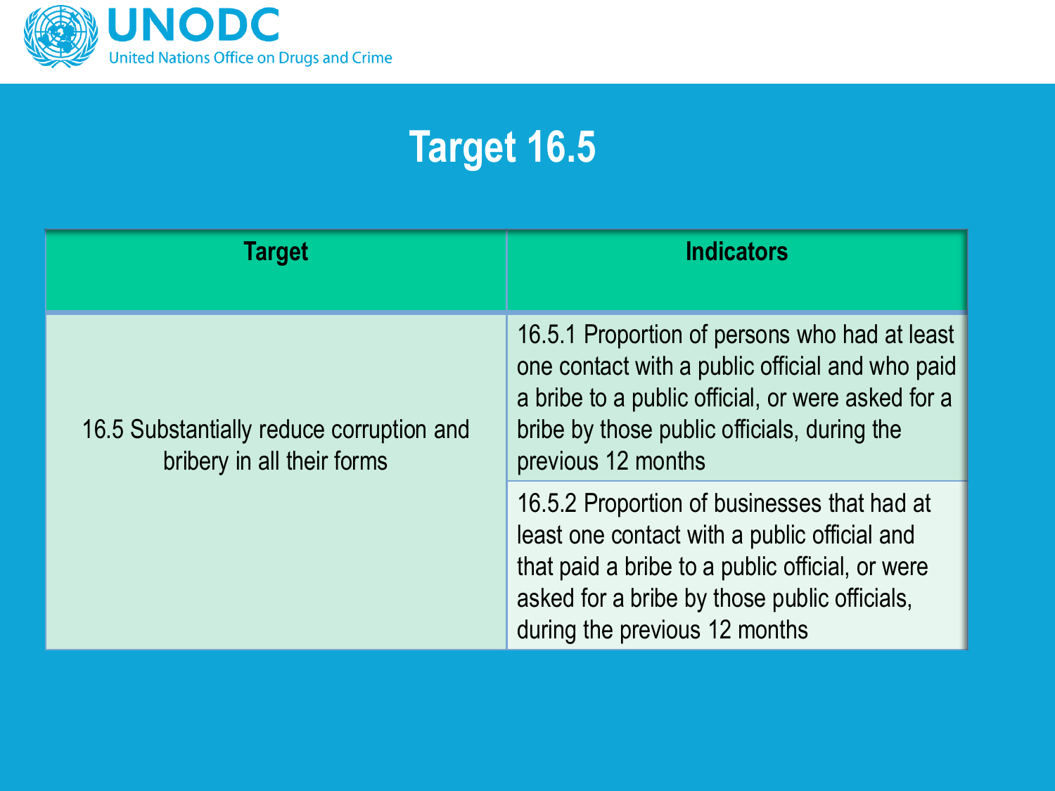# Target 16.5

| Target | Indicators |
|---|---|
| 16.5 Substantially reduce corruption and bribery in all their forms | 16.5.1 Proportion of persons who had at least one contact with a public official and who paid a bribe to a public official, or were asked for a bribe by those public officials, during the previous 12 months |
| | 16.5.2 Proportion of businesses that had at least one contact with a public official and that paid a bribe to a public official, or were asked for a bribe by those public officials, during the previous 12 months |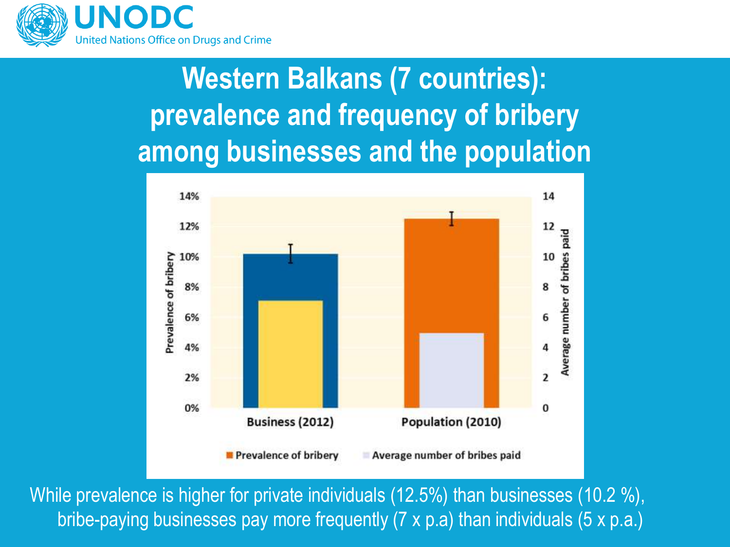# Western Balkans (7 countries): prevalence and frequency of bribery among businesses and the population

| | Prevalence of bribery | Average number of bribes paid |
|---|---|---|
| Business (2012) | 10.2% | 7 |
| Population (2010) | 12.5% | 5 |

While prevalence is higher for private individuals (12.5%) than businesses (10.2 %), bribe-paying businesses pay more frequently (7 x p.a) than individuals (5 x p.a.)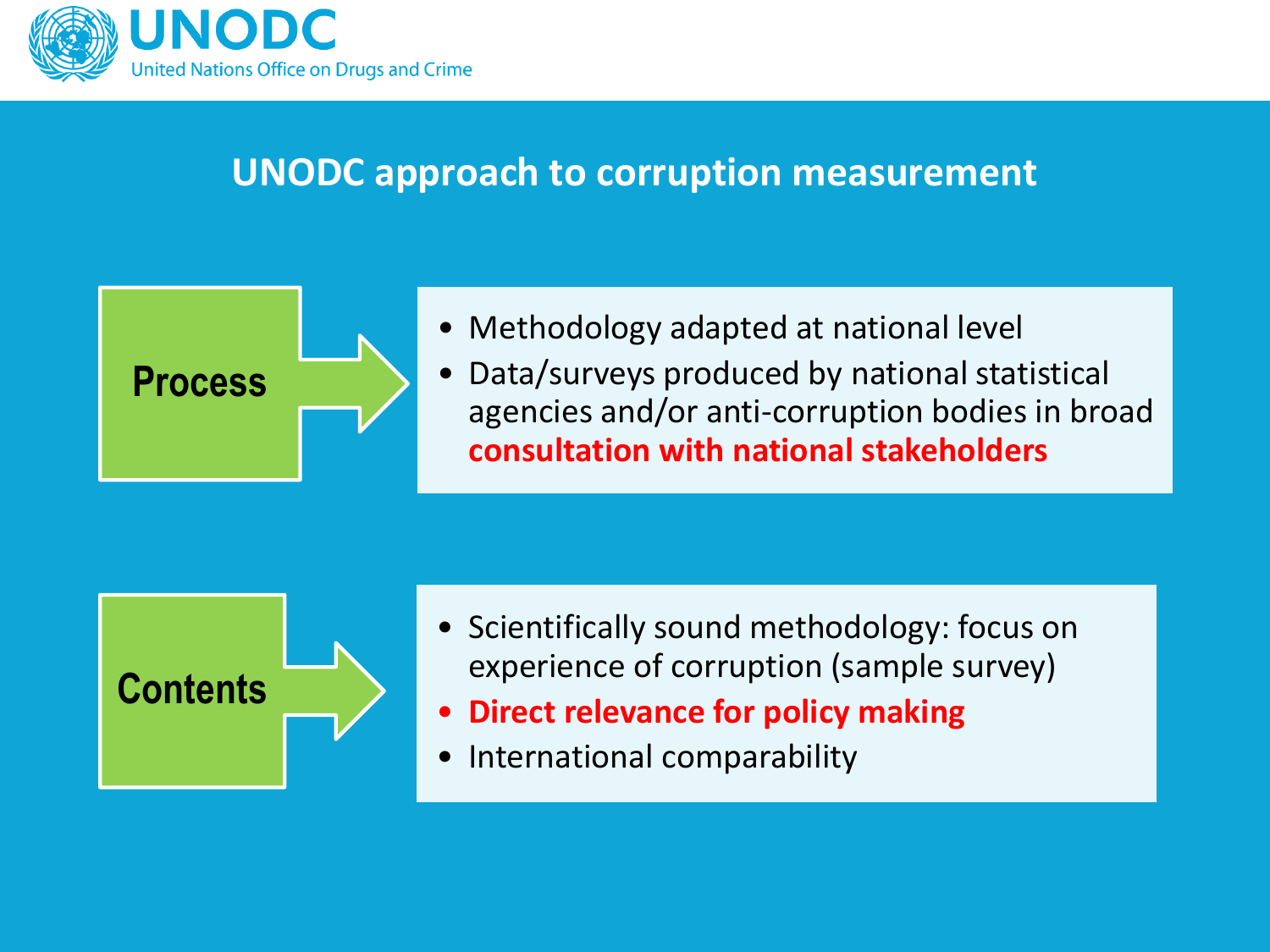# UNODC approach to corruption measurement

**Process**

- Methodology adapted at national level
- Data/surveys produced by national statistical agencies and/or anti-corruption bodies in broad **consultation with national stakeholders**

**Contents**

- Scientifically sound methodology: focus on experience of corruption (sample survey)
- **Direct relevance for policy making**
- International comparability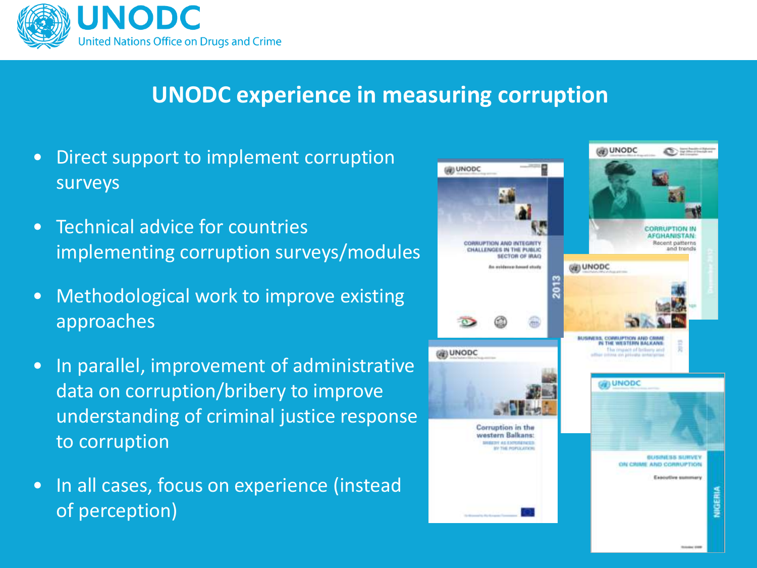# UNODC experience in measuring corruption

- Direct support to implement corruption surveys
- Technical advice for countries implementing corruption surveys/modules
- Methodological work to improve existing approaches
- In parallel, improvement of administrative data on corruption/bribery to improve understanding of criminal justice response to corruption
- In all cases, focus on experience (instead of perception)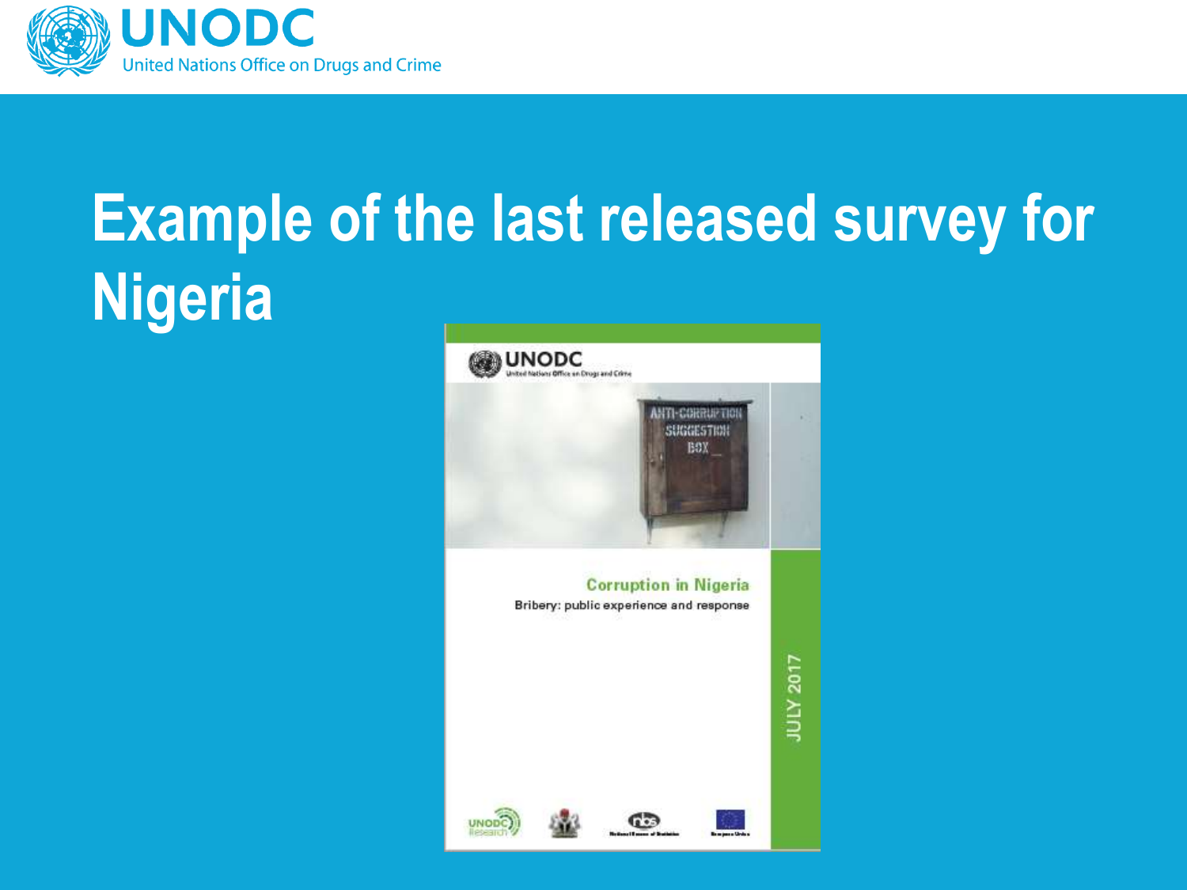# Example of the last released survey for Nigeria

UNODC
United Nations Office on Drugs and Crime

ANTI-CORRUPTION SUGGESTION BOX

Corruption in Nigeria

Bribery: public experience and response

JULY 2017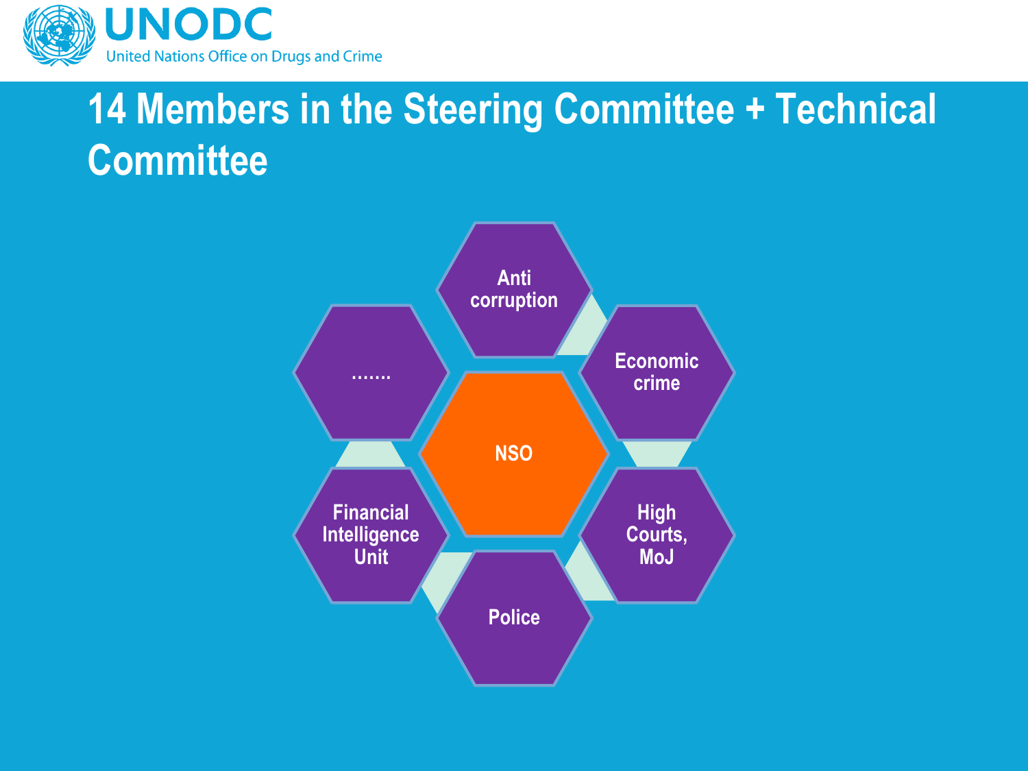# 14 Members in the Steering Committee + Technical Committee

- NSO
- Anti corruption
- Economic crime
- High Courts, MoJ
- Police
- Financial Intelligence Unit
- …….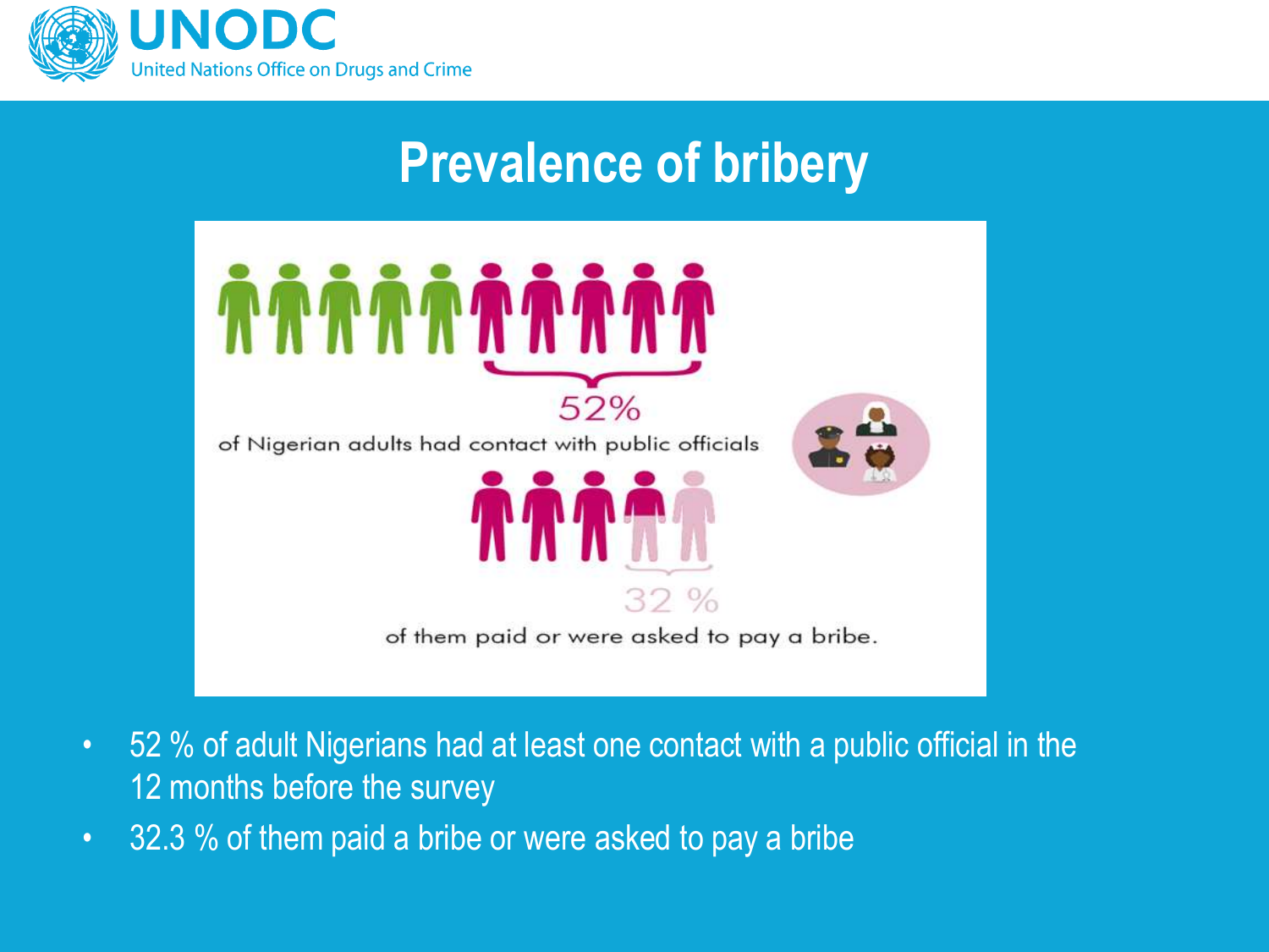# Prevalence of bribery

52%

of Nigerian adults had contact with public officials

32 %

of them paid or were asked to pay a bribe.

- 52 % of adult Nigerians had at least one contact with a public official in the 12 months before the survey
- 32.3 % of them paid a bribe or were asked to pay a bribe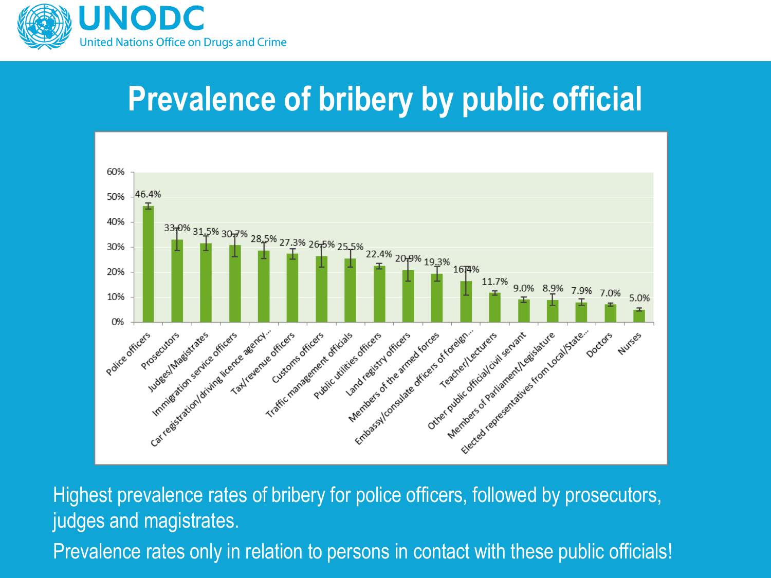# Prevalence of bribery by public official

| Public official | Prevalence of bribery |
|---|---|
| Police officers | 46.4% |
| Prosecutors | 33.0% |
| Judges/Magistrates | 31.5% |
| Immigration service officers | 30.7% |
| Car registration/driving licence agency... | 28.5% |
| Tax/revenue officers | 27.3% |
| Customs officers | 26.5% |
| Traffic management officials | 25.5% |
| Public utilities officers | 22.4% |
| Land registry officers | 20.9% |
| Members of the armed forces | 19.3% |
| Embassy/consulate officers of foreign... | 16.4% |
| Teacher/Lecturers | 11.7% |
| Other public official/civil servant | 9.0% |
| Members of Parliament/Legislature | 8.9% |
| Elected representatives from Local/State... | 7.9% |
| Doctors | 7.0% |
| Nurses | 5.0% |

Highest prevalence rates of bribery for police officers, followed by prosecutors, judges and magistrates.

Prevalence rates only in relation to persons in contact with these public officials!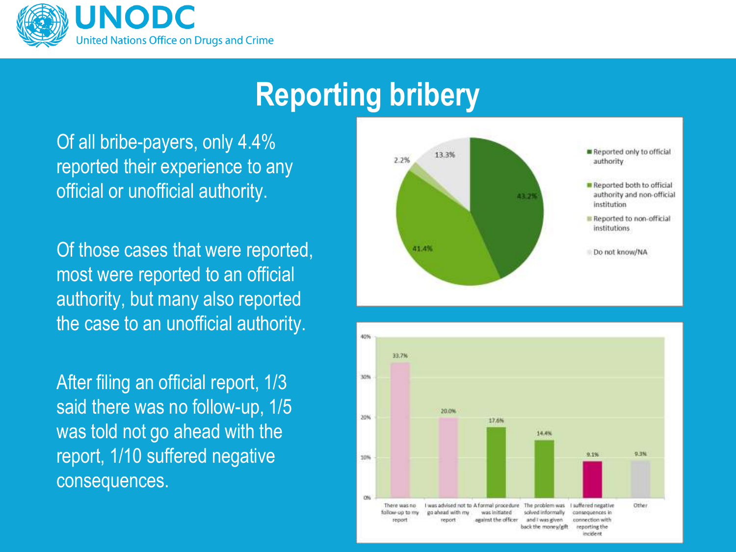# Reporting bribery

Of all bribe-payers, only 4.4% reported their experience to any official or unofficial authority.

Of those cases that were reported, most were reported to an official authority, but many also reported the case to an unofficial authority.

After filing an official report, 1/3 said there was no follow-up, 1/5 was told not go ahead with the report, 1/10 suffered negative consequences.

| Category | Percentage |
|---|---|
| Reported only to official authority | 43.2% |
| Reported both to official authority and non-official institution | 41.4% |
| Reported to non-official institutions | 2.2% |
| Do not know/NA | 13.3% |

| Outcome | Percentage |
|---|---|
| There was no follow-up to my report | 33.7% |
| I was advised not to go ahead with my report | 20.0% |
| A formal procedure was initiated against the officer | 17.6% |
| The problem was solved informally and I was given back the money/gift | 14.4% |
| I suffered negative consequences in connection with reporting the incident | 9.1% |
| Other | 9.3% |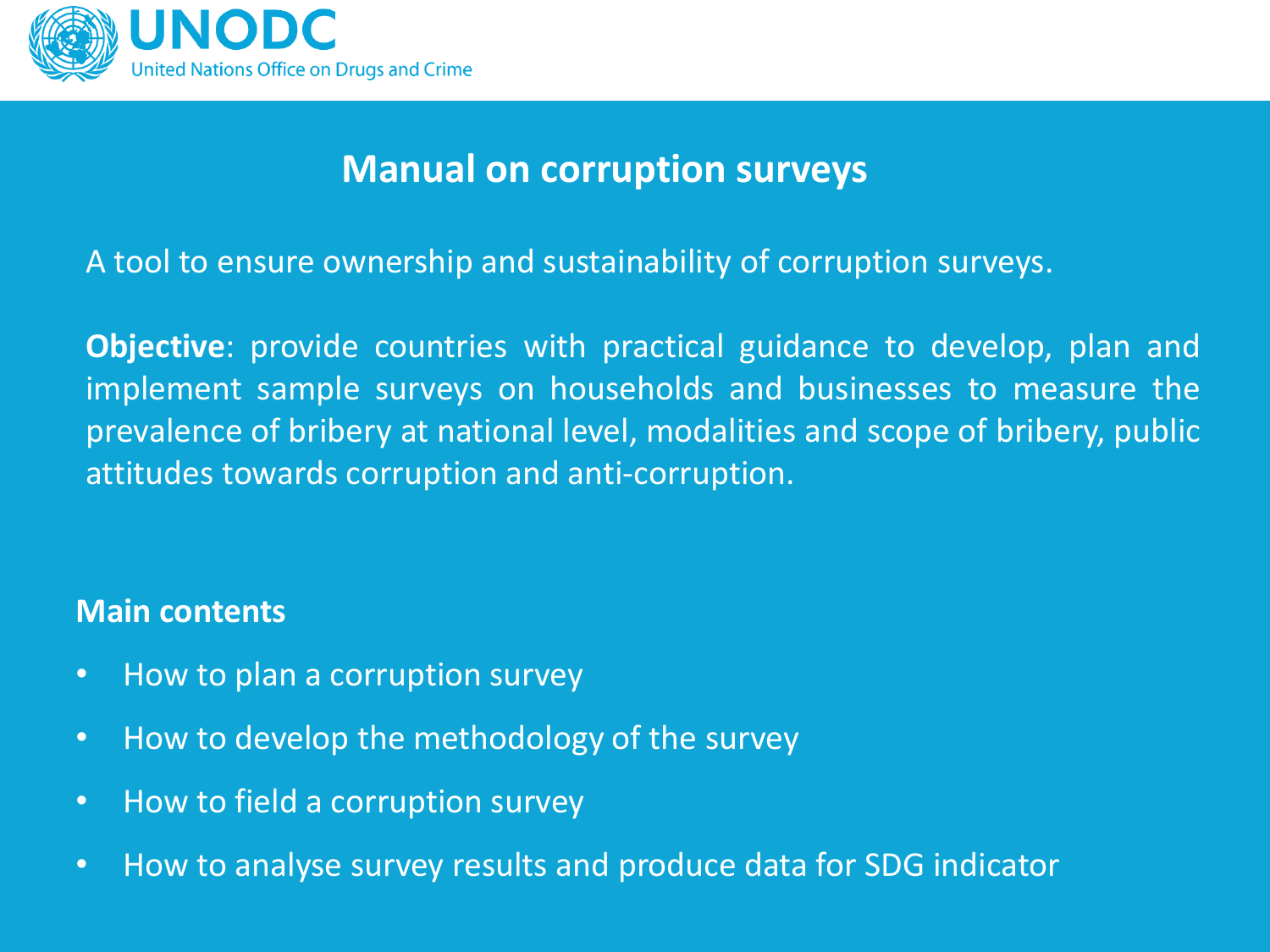# Manual on corruption surveys

A tool to ensure ownership and sustainability of corruption surveys.

**Objective**: provide countries with practical guidance to develop, plan and implement sample surveys on households and businesses to measure the prevalence of bribery at national level, modalities and scope of bribery, public attitudes towards corruption and anti-corruption.

## Main contents

- How to plan a corruption survey
- How to develop the methodology of the survey
- How to field a corruption survey
- How to analyse survey results and produce data for SDG indicator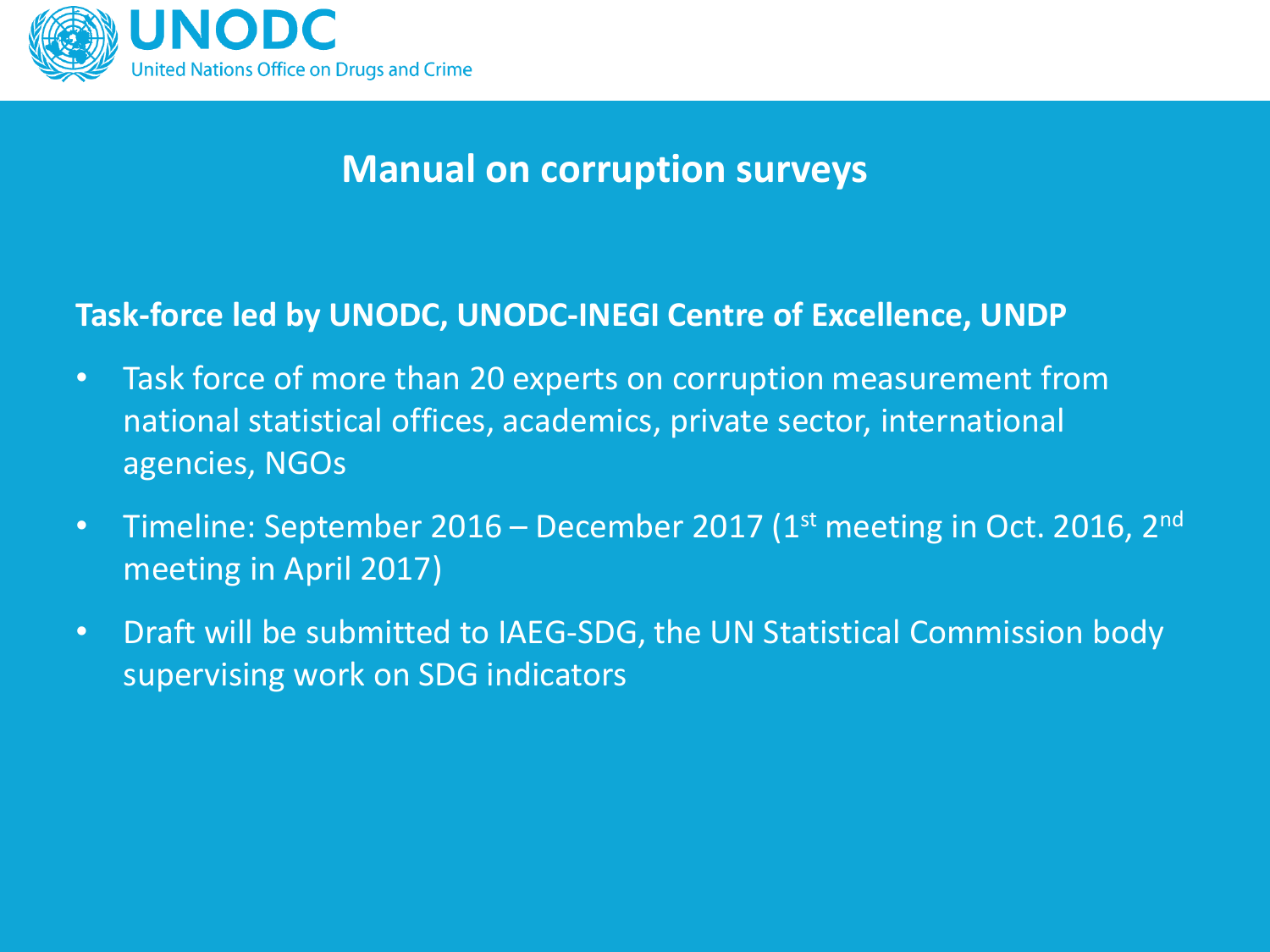## Manual on corruption surveys

**Task-force led by UNODC, UNODC-INEGI Centre of Excellence, UNDP**

- Task force of more than 20 experts on corruption measurement from national statistical offices, academics, private sector, international agencies, NGOs
- Timeline: September 2016 – December 2017 (1st meeting in Oct. 2016, 2nd meeting in April 2017)
- Draft will be submitted to IAEG-SDG, the UN Statistical Commission body supervising work on SDG indicators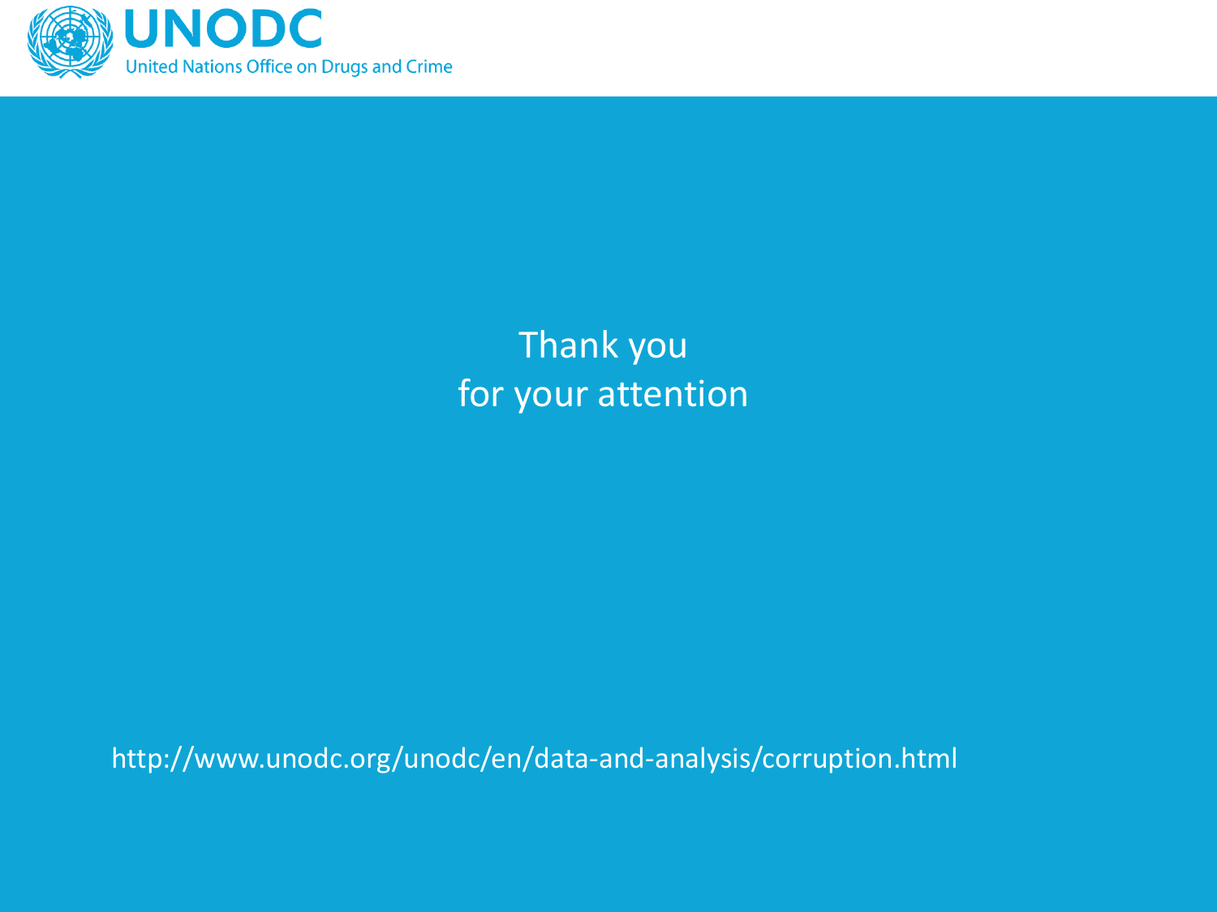Thank you
for your attention

http://www.unodc.org/unodc/en/data-and-analysis/corruption.html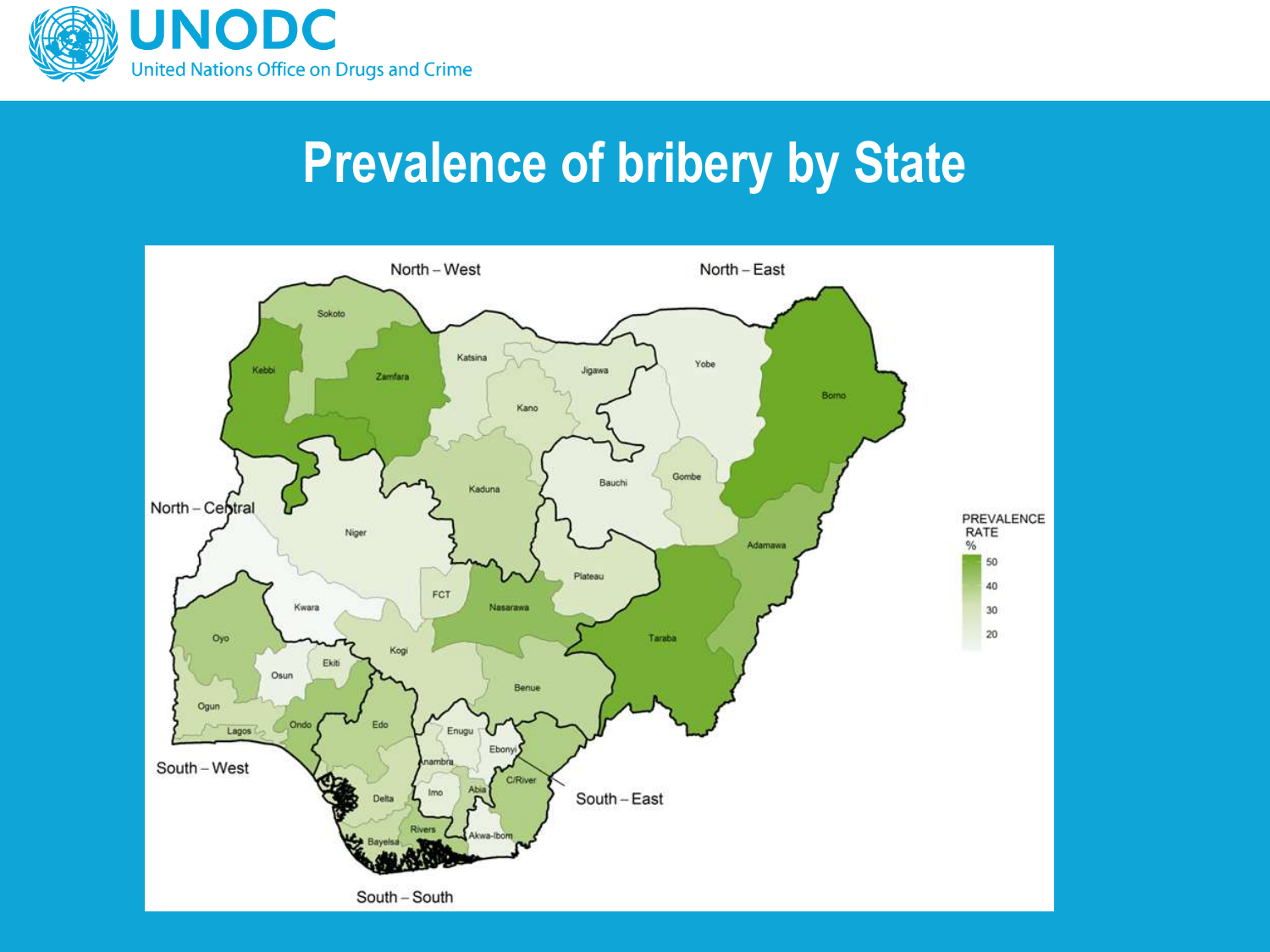UNODC
United Nations Office on Drugs and Crime

# Prevalence of bribery by State

North – West
North – East
North – Central
South – West
South – East
South – South

Sokoto
Kebbi
Zamfara
Katsina
Jigawa
Yobe
Borno
Kano
Kaduna
Bauchi
Gombe
Niger
Adamawa
Plateau
FCT
Nasarawa
Kwara
Taraba
Oyo
Kogi
Osun
Ekiti
Benue
Ogun
Ondo
Edo
Lagos
Enugu
Ebonyi
Anambra
C/River
Delta
Imo
Abia
Rivers
Bayelsa
Akwa-Ibom

PREVALENCE RATE %

50
40
30
20